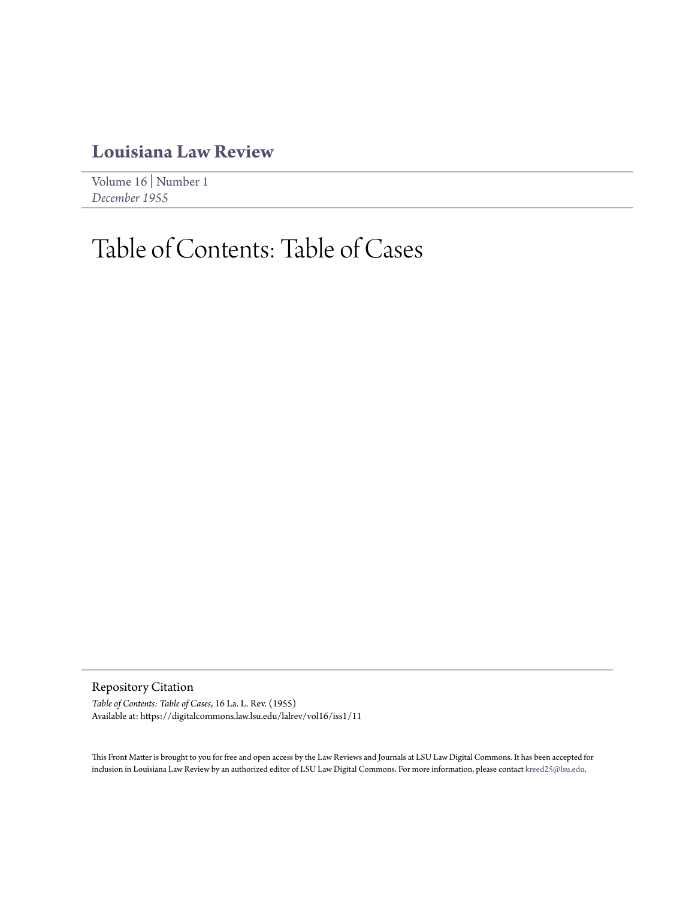# Louisiana Law Review

Volume 16 | Number 1
*December 1955*

# Table of Contents: Table of Cases

## Repository Citation

*Table of Contents: Table of Cases*, 16 La. L. Rev. (1955)
Available at: https://digitalcommons.law.lsu.edu/lalrev/vol16/iss1/11

This Front Matter is brought to you for free and open access by the Law Reviews and Journals at LSU Law Digital Commons. It has been accepted for inclusion in Louisiana Law Review by an authorized editor of LSU Law Digital Commons. For more information, please contact kreed25@lsu.edu.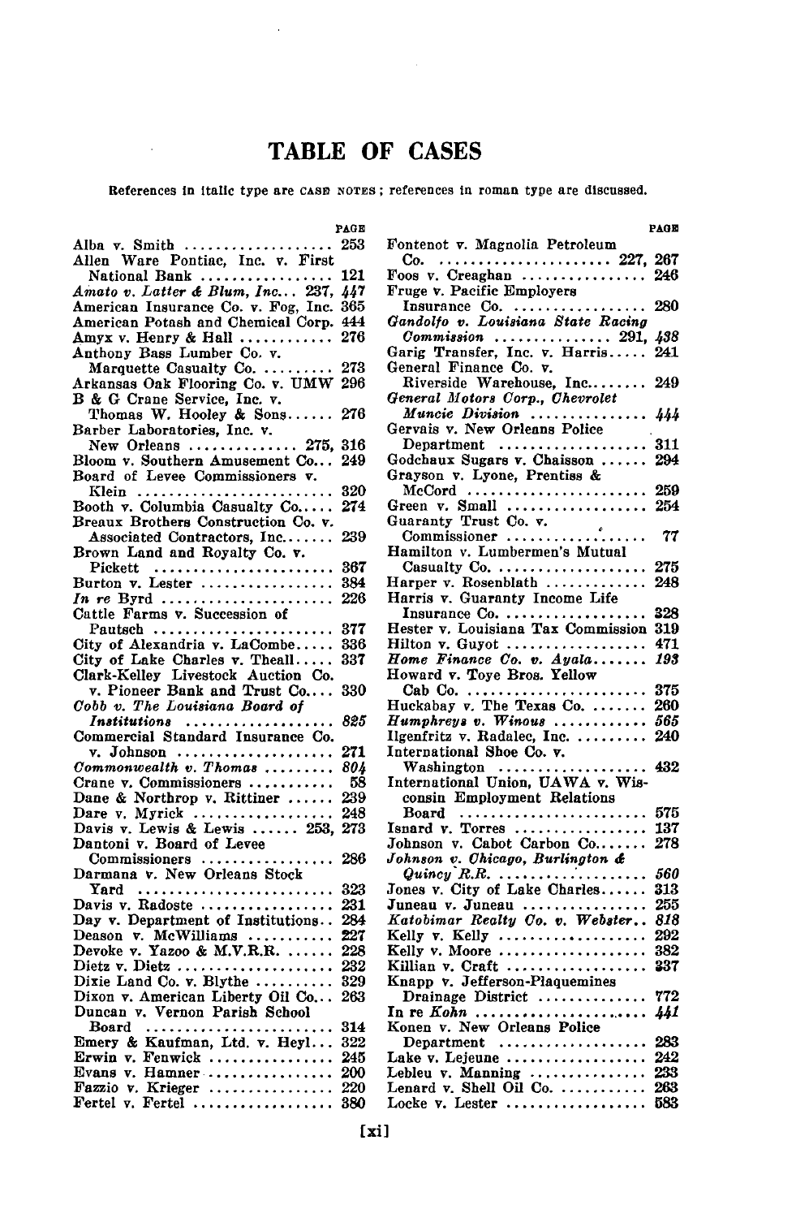# TABLE OF CASES

References in italic type are CASE NOTES; references in roman type are discussed.

| | PAGE |
|---|---|
| Alba v. Smith | 253 |
| Allen Ware Pontiac, Inc. v. First National Bank | 121 |
| *Amato v. Latter & Blum, Inc.* | 237, *447* |
| American Insurance Co. v. Fog, Inc. | 365 |
| American Potash and Chemical Corp. | 444 |
| Amyx v. Henry & Hall | 276 |
| Anthony Bass Lumber Co. v. Marquette Casualty Co. | 273 |
| Arkansas Oak Flooring Co. v. UMW | 296 |
| B & G Crane Service, Inc. v. Thomas W. Hooley & Sons | 276 |
| Barber Laboratories, Inc. v. New Orleans | 275, 316 |
| Bloom v. Southern Amusement Co. | 249 |
| Board of Levee Commissioners v. Klein | 320 |
| Booth v. Columbia Casualty Co. | 274 |
| Breaux Brothers Construction Co. v. Associated Contractors, Inc. | 239 |
| Brown Land and Royalty Co. v. Pickett | 367 |
| Burton v. Lester | 384 |
| *In re* Byrd | 226 |
| Cattle Farms v. Succession of Pautsch | 377 |
| City of Alexandria v. LaCombe | 336 |
| City of Lake Charles v. Theall | 337 |
| Clark-Kelley Livestock Auction Co. v. Pioneer Bank and Trust Co. | 330 |
| *Cobb v. The Louisiana Board of Institutions* | *825* |
| Commercial Standard Insurance Co. v. Johnson | 271 |
| *Commonwealth v. Thomas* | *804* |
| Crane v. Commissioners | 58 |
| Dane & Northrop v. Rittiner | 239 |
| Dare v. Myrick | 248 |
| Davis v. Lewis & Lewis | 253, 273 |
| Dantoni v. Board of Levee Commissioners | 286 |
| Darmana v. New Orleans Stock Yard | 323 |
| Davis v. Radoste | 231 |
| Day v. Department of Institutions | 284 |
| Deason v. McWilliams | 227 |
| Devoke v. Yazoo & M.V.R.R. | 228 |
| Dietz v. Dietz | 232 |
| Dixie Land Co. v. Blythe | 329 |
| Dixon v. American Liberty Oil Co. | 263 |
| Duncan v. Vernon Parish School Board | 314 |
| Emery & Kaufman, Ltd. v. Heyl | 322 |
| Erwin v. Fenwick | 245 |
| Evans v. Hamner | 200 |
| Fazzio v. Krieger | 220 |
| Fertel v. Fertel | 380 |
| Fontenot v. Magnolia Petroleum Co. | 227, 267 |
| Foos v. Creaghan | 246 |
| Fruge v. Pacific Employers Insurance Co. | 280 |
| *Gandolfo v. Louisiana State Racing Commission* | 291, *438* |
| Garig Transfer, Inc. v. Harris | 241 |
| General Finance Co. v. Riverside Warehouse, Inc. | 249 |
| *General Motors Corp., Chevrolet Muncie Division* | *444* |
| Gervais v. New Orleans Police Department | 311 |
| Godchaux Sugars v. Chaisson | 294 |
| Grayson v. Lyone, Prentiss & McCord | 259 |
| Green v. Small | 254 |
| Guaranty Trust Co. v. Commissioner | 77 |
| Hamilton v. Lumbermen's Mutual Casualty Co. | 275 |
| Harper v. Rosenblath | 248 |
| Harris v. Guaranty Income Life Insurance Co. | 328 |
| Hester v. Louisiana Tax Commission | 319 |
| Hilton v. Guyot | 471 |
| *Home Finance Co. v. Ayala* | *193* |
| Howard v. Toye Bros. Yellow Cab Co. | 375 |
| Huckabay v. The Texas Co. | 260 |
| *Humphreys v. Winous* | *565* |
| Ilgenfritz v. Radalec, Inc. | 240 |
| International Shoe Co. v. Washington | 432 |
| International Union, UAWA v. Wisconsin Employment Relations Board | 575 |
| Isnard v. Torres | 137 |
| Johnson v. Cabot Carbon Co. | 278 |
| *Johnson v. Chicago, Burlington & Quincy R.R.* | *560* |
| Jones v. City of Lake Charles | 313 |
| Juneau v. Juneau | 255 |
| *Katobimar Realty Co. v. Webster* | *818* |
| Kelly v. Kelly | 292 |
| Kelly v. Moore | 382 |
| Killian v. Craft | 337 |
| Knapp v. Jefferson-Plaquemines Drainage District | 772 |
| In re *Kohn* | *441* |
| Konen v. New Orleans Police Department | 283 |
| Lake v. Lejeune | 242 |
| Lebleu v. Manning | 233 |
| Lenard v. Shell Oil Co. | 263 |
| Locke v. Lester | 583 |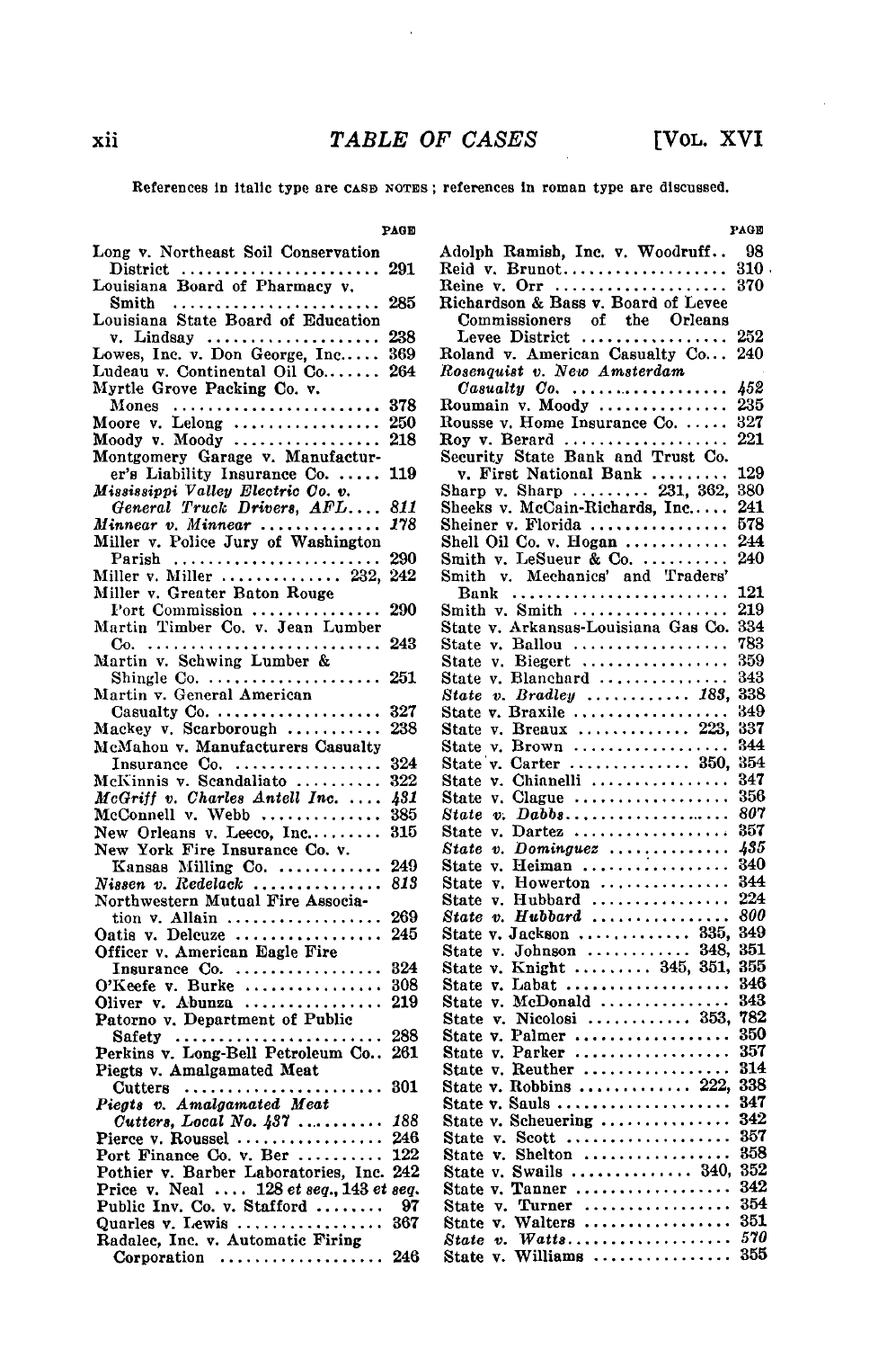# TABLE OF CASES

References in italic type are CASE NOTES; references in roman type are discussed.

| | PAGE |
|---|---|
| Long v. Northeast Soil Conservation District | 291 |
| Louisiana Board of Pharmacy v. Smith | 285 |
| Louisiana State Board of Education v. Lindsay | 238 |
| Lowes, Inc. v. Don George, Inc. | 369 |
| Ludeau v. Continental Oil Co. | 264 |
| Myrtle Grove Packing Co. v. Mones | 378 |
| Moore v. Lelong | 250 |
| Moody v. Moody | 218 |
| Montgomery Garage v. Manufacturer's Liability Insurance Co. | 119 |
| *Mississippi Valley Electric Co. v. General Truck Drivers, AFL* | *811* |
| *Minnear v. Minnear* | *178* |
| Miller v. Police Jury of Washington Parish | 290 |
| Miller v. Miller | 232, 242 |
| Miller v. Greater Baton Rouge Port Commission | 290 |
| Martin Timber Co. v. Jean Lumber Co. | 243 |
| Martin v. Schwing Lumber & Shingle Co. | 251 |
| Martin v. General American Casualty Co. | 327 |
| Mackey v. Scarborough | 238 |
| McMahon v. Manufacturers Casualty Insurance Co. | 324 |
| McKinnis v. Scandaliato | 322 |
| *McGriff v. Charles Antell Inc.* | *431* |
| McConnell v. Webb | 385 |
| New Orleans v. Leeco, Inc. | 315 |
| New York Fire Insurance Co. v. Kansas Milling Co. | 249 |
| *Nissen v. Redelack* | *813* |
| Northwestern Mutual Fire Association v. Allain | 269 |
| Oatis v. Delcuze | 245 |
| Officer v. American Eagle Fire Insurance Co. | 324 |
| O'Keefe v. Burke | 308 |
| Oliver v. Abunza | 219 |
| Patorno v. Department of Public Safety | 288 |
| Perkins v. Long-Bell Petroleum Co. | 261 |
| Piegts v. Amalgamated Meat Cutters | 301 |
| *Piegts v. Amalgamated Meat Cutters, Local No. 437* | *188* |
| Pierce v. Roussel | 246 |
| Port Finance Co. v. Ber | 122 |
| Pothier v. Barber Laboratories, Inc. | 242 |
| Price v. Neal | 128 *et seq.*, 143 *et seq.* |
| Public Inv. Co. v. Stafford | 97 |
| Quarles v. Lewis | 367 |
| Radalec, Inc. v. Automatic Firing Corporation | 246 |
| Adolph Ramish, Inc. v. Woodruff | 98 |
| Reid v. Brunot | 310 |
| Reine v. Orr | 370 |
| Richardson & Bass v. Board of Levee Commissioners of the Orleans Levee District | 252 |
| Roland v. American Casualty Co. | 240 |
| *Rosenquist v. New Amsterdam Casualty Co.* | *452* |
| Roumain v. Moody | 235 |
| Rousse v. Home Insurance Co. | 327 |
| Roy v. Berard | 221 |
| Security State Bank and Trust Co. v. First National Bank | 129 |
| Sharp v. Sharp | 231, 362, 380 |
| Sheeks v. McCain-Richards, Inc. | 241 |
| Sheiner v. Florida | 578 |
| Shell Oil Co. v. Hogan | 244 |
| Smith v. LeSueur & Co. | 240 |
| Smith v. Mechanics' and Traders' Bank | 121 |
| Smith v. Smith | 219 |
| State v. Arkansas-Louisiana Gas Co. | 334 |
| State v. Ballou | 783 |
| State v. Biegert | 359 |
| State v. Blanchard | 343 |
| *State v. Bradley* | *183*, 338 |
| State v. Braxile | 349 |
| State v. Breaux | 223, 337 |
| State v. Brown | 344 |
| State v. Carter | 350, 354 |
| State v. Chianelli | 347 |
| State v. Clague | 356 |
| *State v. Dabbs* | *807* |
| State v. Dartez | 357 |
| *State v. Dominguez* | *435* |
| State v. Heiman | 340 |
| State v. Howerton | 344 |
| State v. Hubbard | 224 |
| *State v. Hubbard* | *800* |
| State v. Jackson | 335, 349 |
| State v. Johnson | 348, 351 |
| State v. Knight | 345, 351, 355 |
| State v. Labat | 346 |
| State v. McDonald | 343 |
| State v. Nicolosi | 353, 782 |
| State v. Palmer | 350 |
| State v. Parker | 357 |
| State v. Reuther | 314 |
| State v. Robbins | 222, 338 |
| State v. Sauls | 347 |
| State v. Scheuering | 342 |
| State v. Scott | 357 |
| State v. Shelton | 358 |
| State v. Swails | 340, 352 |
| State v. Tanner | 342 |
| State v. Turner | 354 |
| State v. Walters | 351 |
| *State v. Watts* | *570* |
| State v. Williams | 355 |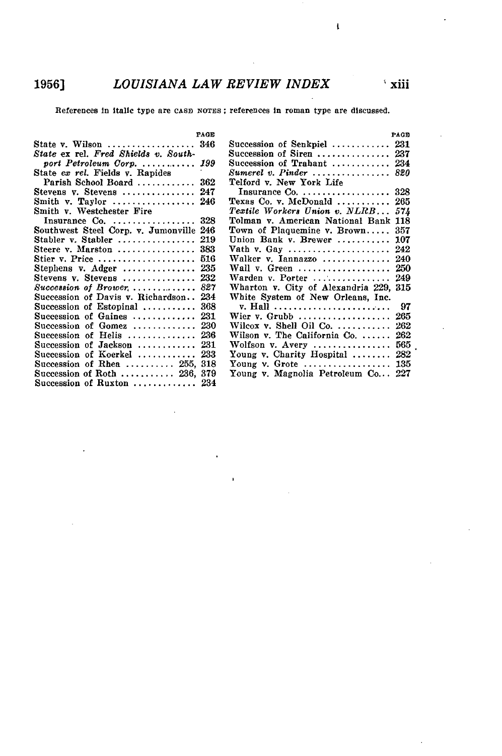References in italic type are CASE NOTES; references in roman type are discussed.

| | PAGE |
|---|---|
| State v. Wilson | 346 |
| *State ex rel. Fred Shields v. Southport Petroleum Corp.* | *199* |
| State *ex rel.* Fields v. Rapides Parish School Board | 362 |
| Stevens v. Stevens | 247 |
| Smith v. Taylor | 246 |
| Smith v. Westchester Fire Insurance Co. | 328 |
| Southwest Steel Corp. v. Jumonville | 246 |
| Stabler v. Stabler | 219 |
| Steere v. Marston | 383 |
| Stier v. Price | 516 |
| Stephens v. Adger | 235 |
| Stevens v. Stevens | 232 |
| *Succession of Brower* | *827* |
| Succession of Davis v. Richardson | 234 |
| Succession of Estopinal | 368 |
| Succession of Gaines | 231 |
| Succession of Gomez | 230 |
| Succession of Helis | 236 |
| Succession of Jackson | 231 |
| Succession of Koerkel | 233 |
| Succession of Rhea | 255, 318 |
| Succession of Roth | 236, 379 |
| Succession of Ruxton | 234 |
| Succession of Senkpiel | 231 |
| Succession of Siren | 237 |
| Succession of Trabant | 234 |
| *Sumerel v. Pinder* | *820* |
| Telford v. New York Life Insurance Co. | 328 |
| Texas Co. v. McDonald | 265 |
| *Textile Workers Union v. NLRB* | *574* |
| Tolman v. American National Bank | 118 |
| Town of Plaquemine v. Brown | 357 |
| Union Bank v. Brewer | 107 |
| Vath v. Gay | 242 |
| Walker v. Iannazzo | 240 |
| Wall v. Green | 250 |
| Warden v. Porter | 249 |
| Wharton v. City of Alexandria | 229, 315 |
| White System of New Orleans, Inc. v. Hall | 97 |
| Wier v. Grubb | 265 |
| Wilcox v. Shell Oil Co. | 262 |
| Wilson v. The California Co. | 262 |
| Wolfson v. Avery | 565 |
| Young v. Charity Hospital | 282 |
| Young v. Grote | 135 |
| Young v. Magnolia Petroleum Co. | 227 |